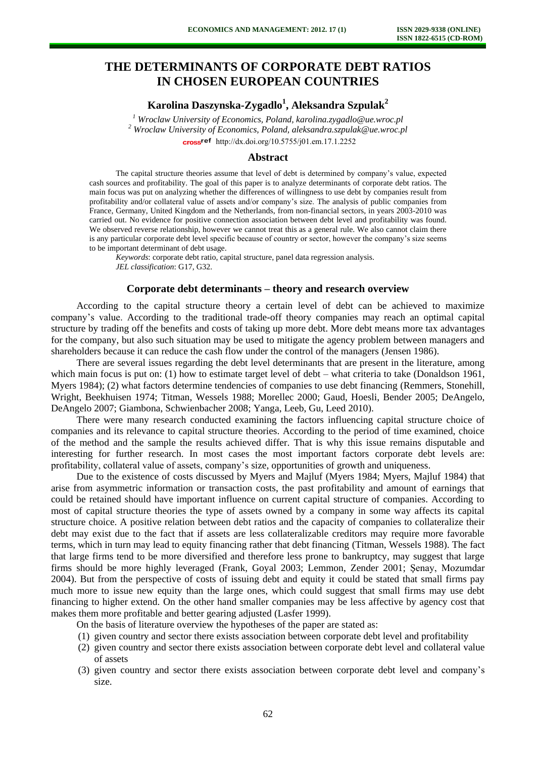# THE DETERMINANTS OF CORPORATE DEBT RATIOS IN CHOSEN EUROPEAN COUNTRIES

**Karolina Daszynska-Zygadlo[1], Aleksandra Szpulak[2]**

*[1] Wroclaw University of Economics, Poland, karolina.zygadlo@ue.wroc.pl*
*[2] Wroclaw University of Economics, Poland, aleksandra.szpulak@ue.wroc.pl*

http://dx.doi.org/10.5755/j01.em.17.1.2252

## Abstract

The capital structure theories assume that level of debt is determined by company's value, expected cash sources and profitability. The goal of this paper is to analyze determinants of corporate debt ratios. The main focus was put on analyzing whether the differences of willingness to use debt by companies result from profitability and/or collateral value of assets and/or company's size. The analysis of public companies from France, Germany, United Kingdom and the Netherlands, from non-financial sectors, in years 2003-2010 was carried out. No evidence for positive connection association between debt level and profitability was found. We observed reverse relationship, however we cannot treat this as a general rule. We also cannot claim there is any particular corporate debt level specific because of country or sector, however the company's size seems to be important determinant of debt usage.

*Keywords*: corporate debt ratio, capital structure, panel data regression analysis.
*JEL classification*: G17, G32.

## Corporate debt determinants – theory and research overview

According to the capital structure theory a certain level of debt can be achieved to maximize company's value. According to the traditional trade-off theory companies may reach an optimal capital structure by trading off the benefits and costs of taking up more debt. More debt means more tax advantages for the company, but also such situation may be used to mitigate the agency problem between managers and shareholders because it can reduce the cash flow under the control of the managers (Jensen 1986).

There are several issues regarding the debt level determinants that are present in the literature, among which main focus is put on: (1) how to estimate target level of debt – what criteria to take (Donaldson 1961, Myers 1984); (2) what factors determine tendencies of companies to use debt financing (Remmers, Stonehill, Wright, Beekhuisen 1974; Titman, Wessels 1988; Morellec 2000; Gaud, Hoesli, Bender 2005; DeAngelo, DeAngelo 2007; Giambona, Schwienbacher 2008; Yanga, Leeb, Gu, Leed 2010).

There were many research conducted examining the factors influencing capital structure choice of companies and its relevance to capital structure theories. According to the period of time examined, choice of the method and the sample the results achieved differ. That is why this issue remains disputable and interesting for further research. In most cases the most important factors corporate debt levels are: profitability, collateral value of assets, company's size, opportunities of growth and uniqueness.

Due to the existence of costs discussed by Myers and Majluf (Myers 1984; Myers, Majluf 1984) that arise from asymmetric information or transaction costs, the past profitability and amount of earnings that could be retained should have important influence on current capital structure of companies. According to most of capital structure theories the type of assets owned by a company in some way affects its capital structure choice. A positive relation between debt ratios and the capacity of companies to collateralize their debt may exist due to the fact that if assets are less collateralizable creditors may require more favorable terms, which in turn may lead to equity financing rather that debt financing (Titman, Wessels 1988). The fact that large firms tend to be more diversified and therefore less prone to bankruptcy, may suggest that large firms should be more highly leveraged (Frank, Goyal 2003; Lemmon, Zender 2001; Şenay, Mozumdar 2004). But from the perspective of costs of issuing debt and equity it could be stated that small firms pay much more to issue new equity than the large ones, which could suggest that small firms may use debt financing to higher extend. On the other hand smaller companies may be less affective by agency cost that makes them more profitable and better gearing adjusted (Lasfer 1999).

On the basis of literature overview the hypotheses of the paper are stated as:

(1) given country and sector there exists association between corporate debt level and profitability
(2) given country and sector there exists association between corporate debt level and collateral value of assets
(3) given country and sector there exists association between corporate debt level and company's size.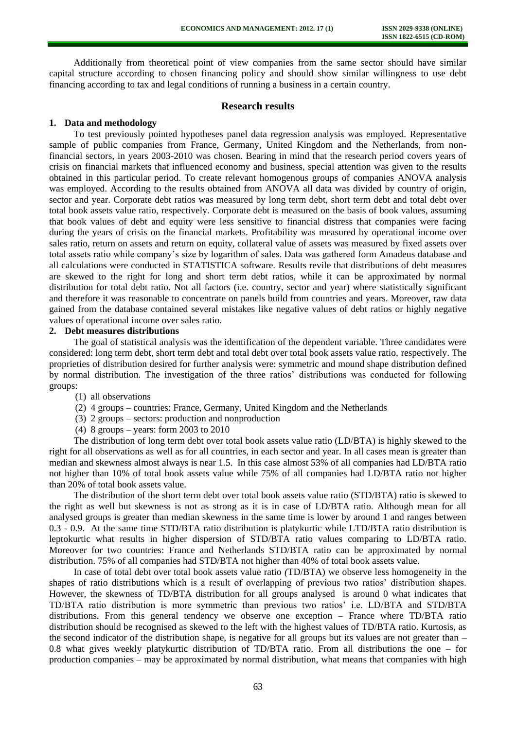Additionally from theoretical point of view companies from the same sector should have similar capital structure according to chosen financing policy and should show similar willingness to use debt financing according to tax and legal conditions of running a business in a certain country.

## Research results

### 1. Data and methodology

To test previously pointed hypotheses panel data regression analysis was employed. Representative sample of public companies from France, Germany, United Kingdom and the Netherlands, from non-financial sectors, in years 2003-2010 was chosen. Bearing in mind that the research period covers years of crisis on financial markets that influenced economy and business, special attention was given to the results obtained in this particular period. To create relevant homogenous groups of companies ANOVA analysis was employed. According to the results obtained from ANOVA all data was divided by country of origin, sector and year. Corporate debt ratios was measured by long term debt, short term debt and total debt over total book assets value ratio, respectively. Corporate debt is measured on the basis of book values, assuming that book values of debt and equity were less sensitive to financial distress that companies were facing during the years of crisis on the financial markets. Profitability was measured by operational income over sales ratio, return on assets and return on equity, collateral value of assets was measured by fixed assets over total assets ratio while company's size by logarithm of sales. Data was gathered form Amadeus database and all calculations were conducted in STATISTICA software. Results revile that distributions of debt measures are skewed to the right for long and short term debt ratios, while it can be approximated by normal distribution for total debt ratio. Not all factors (i.e. country, sector and year) where statistically significant and therefore it was reasonable to concentrate on panels build from countries and years. Moreover, raw data gained from the database contained several mistakes like negative values of debt ratios or highly negative values of operational income over sales ratio.

### 2. Debt measures distributions

The goal of statistical analysis was the identification of the dependent variable. Three candidates were considered: long term debt, short term debt and total debt over total book assets value ratio, respectively. The proprieties of distribution desired for further analysis were: symmetric and mound shape distribution defined by normal distribution. The investigation of the three ratios' distributions was conducted for following groups:

(1) all observations
(2) 4 groups – countries: France, Germany, United Kingdom and the Netherlands
(3) 2 groups – sectors: production and nonproduction
(4) 8 groups – years: form 2003 to 2010

The distribution of long term debt over total book assets value ratio (LD/BTA) is highly skewed to the right for all observations as well as for all countries, in each sector and year. In all cases mean is greater than median and skewness almost always is near 1.5. In this case almost 53% of all companies had LD/BTA ratio not higher than 10% of total book assets value while 75% of all companies had LD/BTA ratio not higher than 20% of total book assets value.

The distribution of the short term debt over total book assets value ratio (STD/BTA) ratio is skewed to the right as well but skewness is not as strong as it is in case of LD/BTA ratio. Although mean for all analysed groups is greater than median skewness in the same time is lower by around 1 and ranges between 0.3 - 0.9. At the same time STD/BTA ratio distribution is platykurtic while LTD/BTA ratio distribution is leptokurtic what results in higher dispersion of STD/BTA ratio values comparing to LD/BTA ratio. Moreover for two countries: France and Netherlands STD/BTA ratio can be approximated by normal distribution. 75% of all companies had STD/BTA not higher than 40% of total book assets value.

In case of total debt over total book assets value ratio *(*TD/BTA) we observe less homogeneity in the shapes of ratio distributions which is a result of overlapping of previous two ratios' distribution shapes. However, the skewness of TD/BTA distribution for all groups analysed is around 0 what indicates that TD/BTA ratio distribution is more symmetric than previous two ratios' i.e. LD/BTA and STD/BTA distributions. From this general tendency we observe one exception – France where TD/BTA ratio distribution should be recognised as skewed to the left with the highest values of TD/BTA ratio. Kurtosis, as the second indicator of the distribution shape, is negative for all groups but its values are not greater than – 0.8 what gives weekly platykurtic distribution of TD/BTA ratio. From all distributions the one – for production companies – may be approximated by normal distribution, what means that companies with high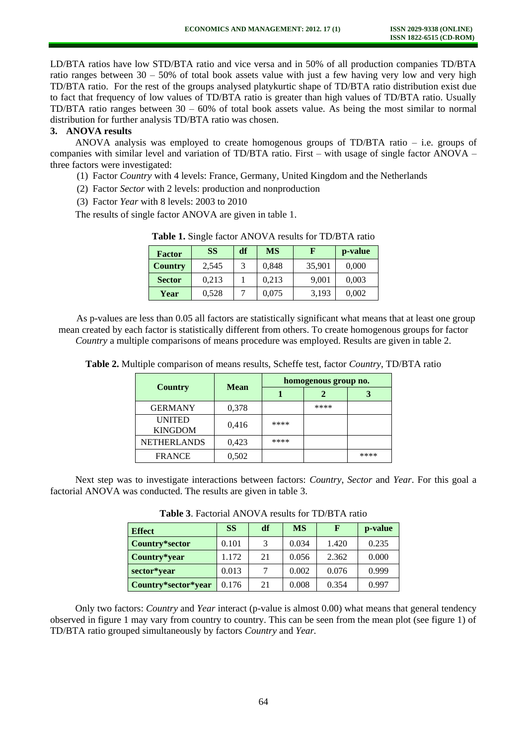LD/BTA ratios have low STD/BTA ratio and vice versa and in 50% of all production companies TD/BTA ratio ranges between 30 – 50% of total book assets value with just a few having very low and very high TD/BTA ratio. For the rest of the groups analysed platykurtic shape of TD/BTA ratio distribution exist due to fact that frequency of low values of TD/BTA ratio is greater than high values of TD/BTA ratio. Usually TD/BTA ratio ranges between 30 – 60% of total book assets value. As being the most similar to normal distribution for further analysis TD/BTA ratio was chosen.

## 3. ANOVA results

ANOVA analysis was employed to create homogenous groups of TD/BTA ratio – i.e. groups of companies with similar level and variation of TD/BTA ratio. First – with usage of single factor ANOVA – three factors were investigated:

(1) Factor *Country* with 4 levels: France, Germany, United Kingdom and the Netherlands

(2) Factor *Sector* with 2 levels: production and nonproduction

(3) Factor *Year* with 8 levels: 2003 to 2010

The results of single factor ANOVA are given in table 1.

**Table 1.** Single factor ANOVA results for TD/BTA ratio

| Factor | SS | df | MS | F | p-value |
|---|---|---|---|---|---|
| **Country** | 2,545 | 3 | 0,848 | 35,901 | 0,000 |
| **Sector** | 0,213 | 1 | 0,213 | 9,001 | 0,003 |
| **Year** | 0,528 | 7 | 0,075 | 3,193 | 0,002 |

As p-values are less than 0.05 all factors are statistically significant what means that at least one group mean created by each factor is statistically different from others. To create homogenous groups for factor *Country* a multiple comparisons of means procedure was employed. Results are given in table 2.

**Table 2.** Multiple comparison of means results, Scheffe test, factor *Country*, TD/BTA ratio

| Country | Mean | homogenous group no. | | |
|---|---|---|---|---|
| | | 1 | 2 | 3 |
| GERMANY | 0,378 | | **** | |
| UNITED KINGDOM | 0,416 | **** | | |
| NETHERLANDS | 0,423 | **** | | |
| FRANCE | 0,502 | | | **** |

Next step was to investigate interactions between factors: *Country*, *Sector* and *Year*. For this goal a factorial ANOVA was conducted. The results are given in table 3.

**Table 3**. Factorial ANOVA results for TD/BTA ratio

| Effect | SS | df | MS | F | p-value |
|---|---|---|---|---|---|
| **Country*sector** | 0.101 | 3 | 0.034 | 1.420 | 0.235 |
| **Country*year** | 1.172 | 21 | 0.056 | 2.362 | 0.000 |
| **sector*year** | 0.013 | 7 | 0.002 | 0.076 | 0.999 |
| **Country*sector*year** | 0.176 | 21 | 0.008 | 0.354 | 0.997 |

Only two factors: *Country* and *Year* interact (p-value is almost 0.00) what means that general tendency observed in figure 1 may vary from country to country. This can be seen from the mean plot (see figure 1) of TD/BTA ratio grouped simultaneously by factors *Country* and *Year.*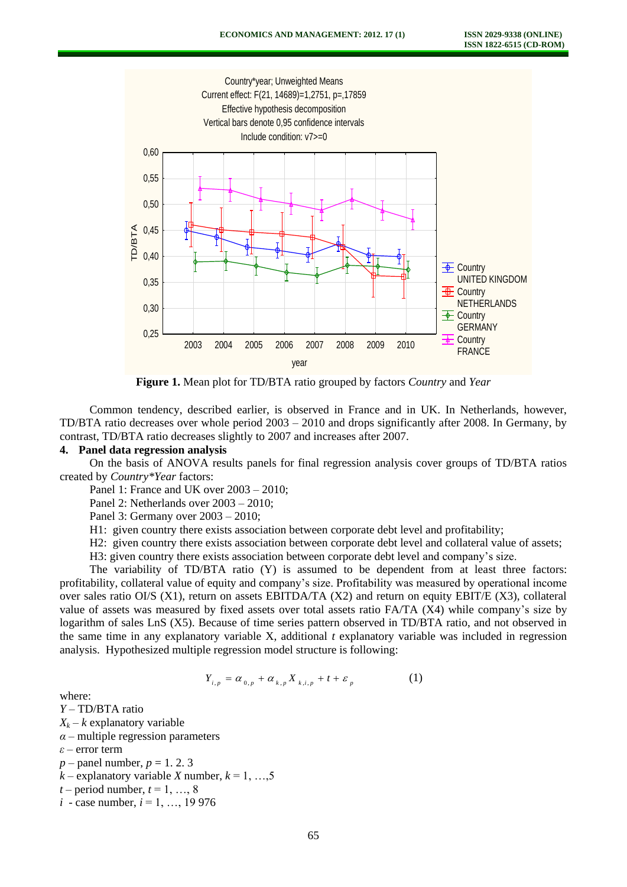**Figure 1.** Mean plot for TD/BTA ratio grouped by factors *Country* and *Year*

Common tendency, described earlier, is observed in France and in UK. In Netherlands, however, TD/BTA ratio decreases over whole period 2003 – 2010 and drops significantly after 2008. In Germany, by contrast, TD/BTA ratio decreases slightly to 2007 and increases after 2007.

## 4. Panel data regression analysis

On the basis of ANOVA results panels for final regression analysis cover groups of TD/BTA ratios created by *Country*Year* factors:

Panel 1: France and UK over 2003 – 2010;

Panel 2: Netherlands over 2003 – 2010;

Panel 3: Germany over 2003 – 2010;

H1: given country there exists association between corporate debt level and profitability;

H2: given country there exists association between corporate debt level and collateral value of assets;

H3: given country there exists association between corporate debt level and company's size.

The variability of TD/BTA ratio (Y) is assumed to be dependent from at least three factors: profitability, collateral value of equity and company's size. Profitability was measured by operational income over sales ratio OI/S (X1), return on assets EBITDA/TA (X2) and return on equity EBIT/E (X3), collateral value of assets was measured by fixed assets over total assets ratio FA/TA (X4) while company's size by logarithm of sales LnS (X5). Because of time series pattern observed in TD/BTA ratio, and not observed in the same time in any explanatory variable X, additional *t* explanatory variable was included in regression analysis. Hypothesized multiple regression model structure is following:

$$Y_{i,p} = \alpha_{0,p} + \alpha_{k,p} X_{k,i,p} + t + \varepsilon_p \qquad (1)$$

where:

$Y$ – TD/BTA ratio

$X_k$ – $k$ explanatory variable

$\alpha$ – multiple regression parameters

$\varepsilon$ – error term

$p$ – panel number, $p$ = 1. 2. 3

$k$ – explanatory variable $X$ number, $k$ = 1, …,5

$t$ – period number, $t$ = 1, …, 8

$i$ - case number, $i$ = 1, …, 19 976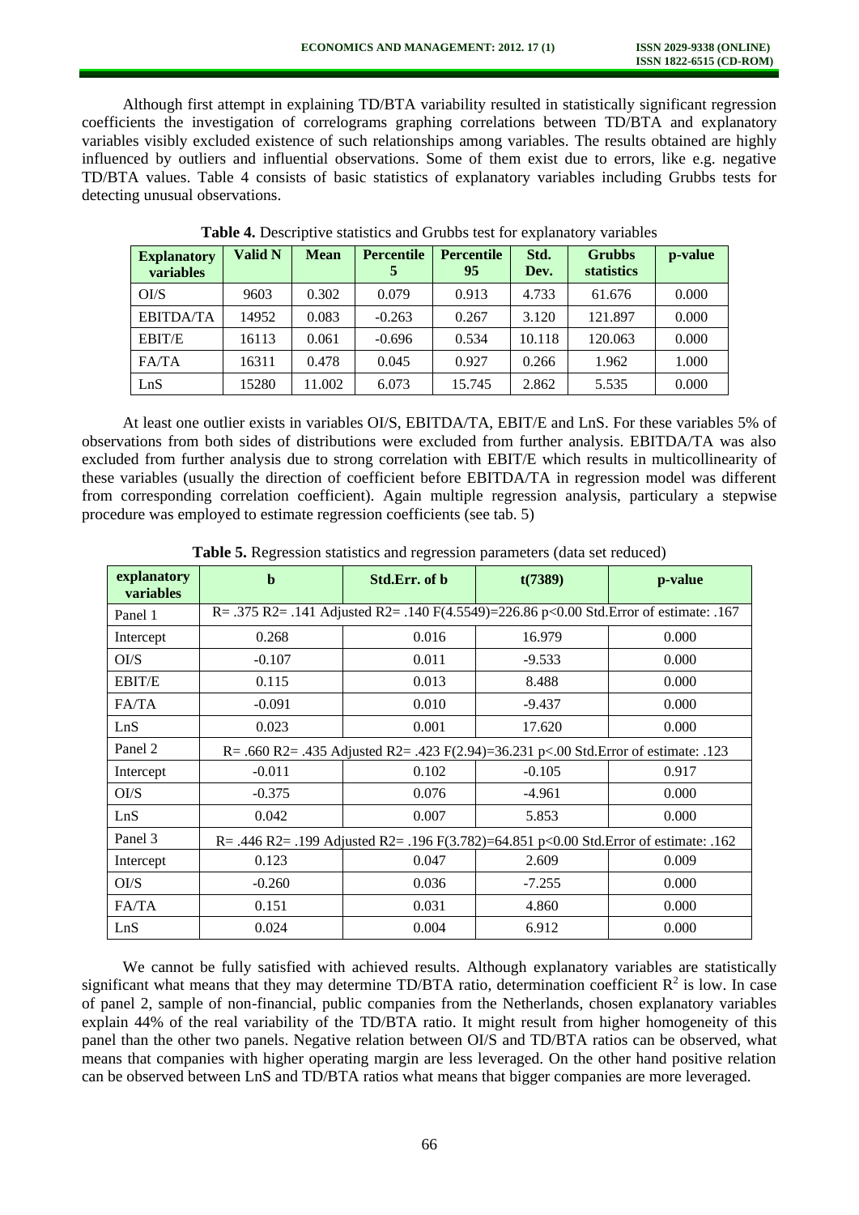Although first attempt in explaining TD/BTA variability resulted in statistically significant regression coefficients the investigation of correlograms graphing correlations between TD/BTA and explanatory variables visibly excluded existence of such relationships among variables. The results obtained are highly influenced by outliers and influential observations. Some of them exist due to errors, like e.g. negative TD/BTA values. Table 4 consists of basic statistics of explanatory variables including Grubbs tests for detecting unusual observations.

**Table 4.** Descriptive statistics and Grubbs test for explanatory variables

| Explanatory variables | Valid N | Mean | Percentile 5 | Percentile 95 | Std. Dev. | Grubbs statistics | p-value |
|---|---|---|---|---|---|---|---|
| OI/S | 9603 | 0.302 | 0.079 | 0.913 | 4.733 | 61.676 | 0.000 |
| EBITDA/TA | 14952 | 0.083 | -0.263 | 0.267 | 3.120 | 121.897 | 0.000 |
| EBIT/E | 16113 | 0.061 | -0.696 | 0.534 | 10.118 | 120.063 | 0.000 |
| FA/TA | 16311 | 0.478 | 0.045 | 0.927 | 0.266 | 1.962 | 1.000 |
| LnS | 15280 | 11.002 | 6.073 | 15.745 | 2.862 | 5.535 | 0.000 |

At least one outlier exists in variables OI/S, EBITDA/TA, EBIT/E and LnS. For these variables 5% of observations from both sides of distributions were excluded from further analysis. EBITDA/TA was also excluded from further analysis due to strong correlation with EBIT/E which results in multicollinearity of these variables (usually the direction of coefficient before EBITDA/TA in regression model was different from corresponding correlation coefficient). Again multiple regression analysis, particulary a stepwise procedure was employed to estimate regression coefficients (see tab. 5)

**Table 5.** Regression statistics and regression parameters (data set reduced)

| explanatory variables | b | Std.Err. of b | t(7389) | p-value |
|---|---|---|---|---|
| Panel 1 | R= .375 R2= .141 Adjusted R2= .140 F(4.5549)=226.86 p<0.00 Std.Error of estimate: .167 | | | |
| Intercept | 0.268 | 0.016 | 16.979 | 0.000 |
| OI/S | -0.107 | 0.011 | -9.533 | 0.000 |
| EBIT/E | 0.115 | 0.013 | 8.488 | 0.000 |
| FA/TA | -0.091 | 0.010 | -9.437 | 0.000 |
| LnS | 0.023 | 0.001 | 17.620 | 0.000 |
| Panel 2 | R= .660 R2= .435 Adjusted R2= .423 F(2.94)=36.231 p<.00 Std.Error of estimate: .123 | | | |
| Intercept | -0.011 | 0.102 | -0.105 | 0.917 |
| OI/S | -0.375 | 0.076 | -4.961 | 0.000 |
| LnS | 0.042 | 0.007 | 5.853 | 0.000 |
| Panel 3 | R= .446 R2= .199 Adjusted R2= .196 F(3.782)=64.851 p<0.00 Std.Error of estimate: .162 | | | |
| Intercept | 0.123 | 0.047 | 2.609 | 0.009 |
| OI/S | -0.260 | 0.036 | -7.255 | 0.000 |
| FA/TA | 0.151 | 0.031 | 4.860 | 0.000 |
| LnS | 0.024 | 0.004 | 6.912 | 0.000 |

We cannot be fully satisfied with achieved results. Although explanatory variables are statistically significant what means that they may determine TD/BTA ratio, determination coefficient $R^2$ is low. In case of panel 2, sample of non-financial, public companies from the Netherlands, chosen explanatory variables explain 44% of the real variability of the TD/BTA ratio. It might result from higher homogeneity of this panel than the other two panels. Negative relation between OI/S and TD/BTA ratios can be observed, what means that companies with higher operating margin are less leveraged. On the other hand positive relation can be observed between LnS and TD/BTA ratios what means that bigger companies are more leveraged.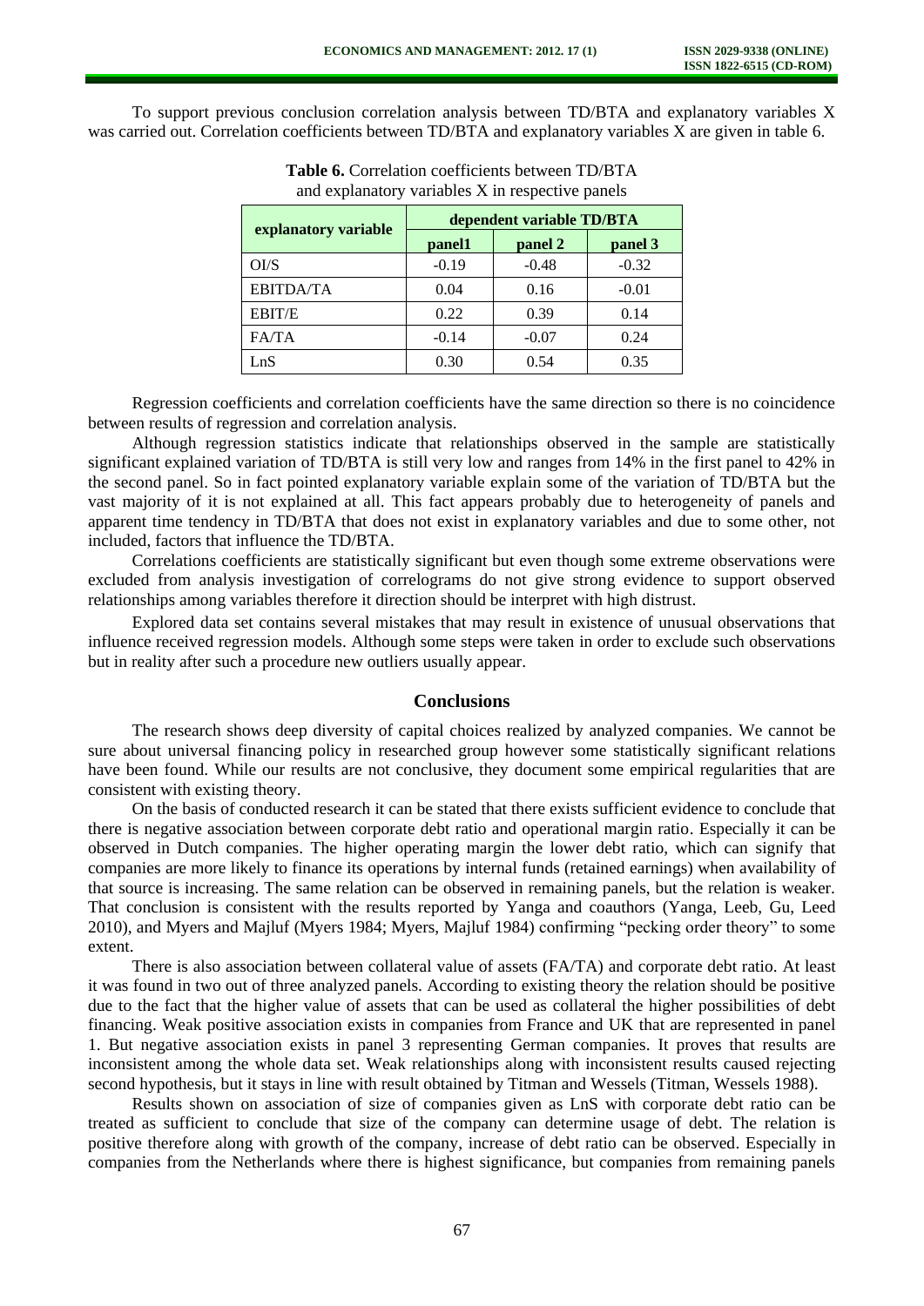To support previous conclusion correlation analysis between TD/BTA and explanatory variables X was carried out. Correlation coefficients between TD/BTA and explanatory variables X are given in table 6.

**Table 6.** Correlation coefficients between TD/BTA and explanatory variables X in respective panels

| explanatory variable | dependent variable TD/BTA | | |
|---|---|---|---|
| | **panel1** | **panel 2** | **panel 3** |
| OI/S | -0.19 | -0.48 | -0.32 |
| EBITDA/TA | 0.04 | 0.16 | -0.01 |
| EBIT/E | 0.22 | 0.39 | 0.14 |
| FA/TA | -0.14 | -0.07 | 0.24 |
| LnS | 0.30 | 0.54 | 0.35 |

Regression coefficients and correlation coefficients have the same direction so there is no coincidence between results of regression and correlation analysis.

Although regression statistics indicate that relationships observed in the sample are statistically significant explained variation of TD/BTA is still very low and ranges from 14% in the first panel to 42% in the second panel. So in fact pointed explanatory variable explain some of the variation of TD/BTA but the vast majority of it is not explained at all. This fact appears probably due to heterogeneity of panels and apparent time tendency in TD/BTA that does not exist in explanatory variables and due to some other, not included, factors that influence the TD/BTA.

Correlations coefficients are statistically significant but even though some extreme observations were excluded from analysis investigation of correlograms do not give strong evidence to support observed relationships among variables therefore it direction should be interpret with high distrust.

Explored data set contains several mistakes that may result in existence of unusual observations that influence received regression models. Although some steps were taken in order to exclude such observations but in reality after such a procedure new outliers usually appear.

## Conclusions

The research shows deep diversity of capital choices realized by analyzed companies. We cannot be sure about universal financing policy in researched group however some statistically significant relations have been found. While our results are not conclusive, they document some empirical regularities that are consistent with existing theory.

On the basis of conducted research it can be stated that there exists sufficient evidence to conclude that there is negative association between corporate debt ratio and operational margin ratio. Especially it can be observed in Dutch companies. The higher operating margin the lower debt ratio, which can signify that companies are more likely to finance its operations by internal funds (retained earnings) when availability of that source is increasing. The same relation can be observed in remaining panels, but the relation is weaker. That conclusion is consistent with the results reported by Yanga and coauthors (Yanga, Leeb, Gu, Leed 2010), and Myers and Majluf (Myers 1984; Myers, Majluf 1984) confirming "pecking order theory" to some extent.

There is also association between collateral value of assets (FA/TA) and corporate debt ratio. At least it was found in two out of three analyzed panels. According to existing theory the relation should be positive due to the fact that the higher value of assets that can be used as collateral the higher possibilities of debt financing. Weak positive association exists in companies from France and UK that are represented in panel 1. But negative association exists in panel 3 representing German companies. It proves that results are inconsistent among the whole data set. Weak relationships along with inconsistent results caused rejecting second hypothesis, but it stays in line with result obtained by Titman and Wessels (Titman, Wessels 1988).

Results shown on association of size of companies given as LnS with corporate debt ratio can be treated as sufficient to conclude that size of the company can determine usage of debt. The relation is positive therefore along with growth of the company, increase of debt ratio can be observed. Especially in companies from the Netherlands where there is highest significance, but companies from remaining panels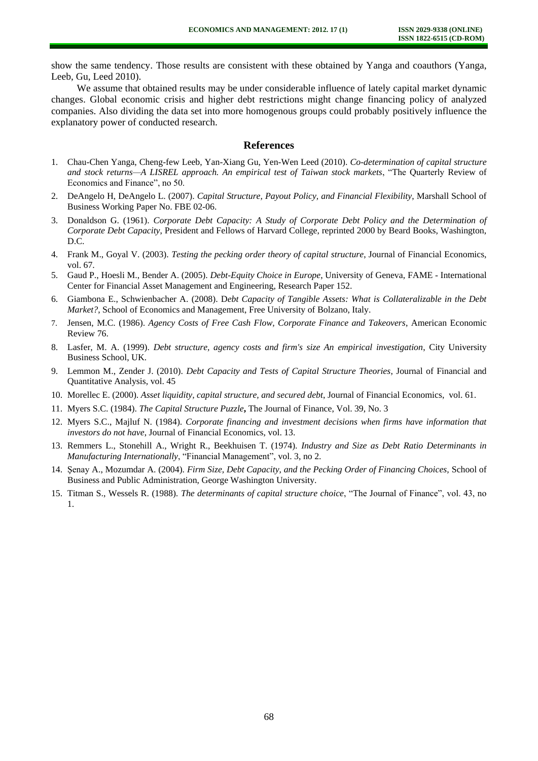show the same tendency. Those results are consistent with these obtained by Yanga and coauthors (Yanga, Leeb, Gu, Leed 2010).

We assume that obtained results may be under considerable influence of lately capital market dynamic changes. Global economic crisis and higher debt restrictions might change financing policy of analyzed companies. Also dividing the data set into more homogenous groups could probably positively influence the explanatory power of conducted research.

## References

1. Chau-Chen Yanga, Cheng-few Leeb, Yan-Xiang Gu, Yen-Wen Leed (2010). *Co-determination of capital structure and stock returns—A LISREL approach. An empirical test of Taiwan stock markets*, "The Quarterly Review of Economics and Finance", no 50.
2. DeAngelo H, DeAngelo L. (2007). *Capital Structure, Payout Policy, and Financial Flexibility*, Marshall School of Business Working Paper No. FBE 02-06.
3. Donaldson G. (1961). *Corporate Debt Capacity: A Study of Corporate Debt Policy and the Determination of Corporate Debt Capacity*, President and Fellows of Harvard College, reprinted 2000 by Beard Books, Washington, D.C.
4. Frank M., Goyal V. (2003). *Testing the pecking order theory of capital structure*, Journal of Financial Economics, vol. 67.
5. Gaud P., Hoesli M., Bender A. (2005). *Debt-Equity Choice in Europe*, University of Geneva, FAME - International Center for Financial Asset Management and Engineering, Research Paper 152.
6. Giambona E., Schwienbacher A. (2008). D*ebt Capacity of Tangible Assets: What is Collateralizable in the Debt Market?*, School of Economics and Management, Free University of Bolzano, Italy.
7. Jensen, M.C. (1986). *Agency Costs of Free Cash Flow, Corporate Finance and Takeovers*, American Economic Review 76.
8. Lasfer, M. A. (1999). *Debt structure, agency costs and firm's size An empirical investigation*, City University Business School, UK.
9. Lemmon M., Zender J. (2010). *Debt Capacity and Tests of Capital Structure Theories*, Journal of Financial and Quantitative Analysis, vol. 45
10. Morellec E. (2000). *Asset liquidity, capital structure, and secured debt*, Journal of Financial Economics, vol. 61.
11. Myers S.C. (1984). *The Capital Structure Puzzle***,** The Journal of Finance, Vol. 39, No. 3
12. Myers S.C., Majluf N. (1984). *Corporate financing and investment decisions when firms have information that investors do not have*, Journal of Financial Economics, vol. 13.
13. Remmers L., Stonehill A., Wright R., Beekhuisen T. (1974). *Industry and Size as Debt Ratio Determinants in Manufacturing Internationally*, "Financial Management", vol. 3, no 2.
14. Șenay A., Mozumdar A. (2004). *Firm Size, Debt Capacity, and the Pecking Order of Financing Choices,* School of Business and Public Administration, George Washington University.
15. Titman S., Wessels R. (1988). *The determinants of capital structure choice*, "The Journal of Finance", vol. 43, no 1.